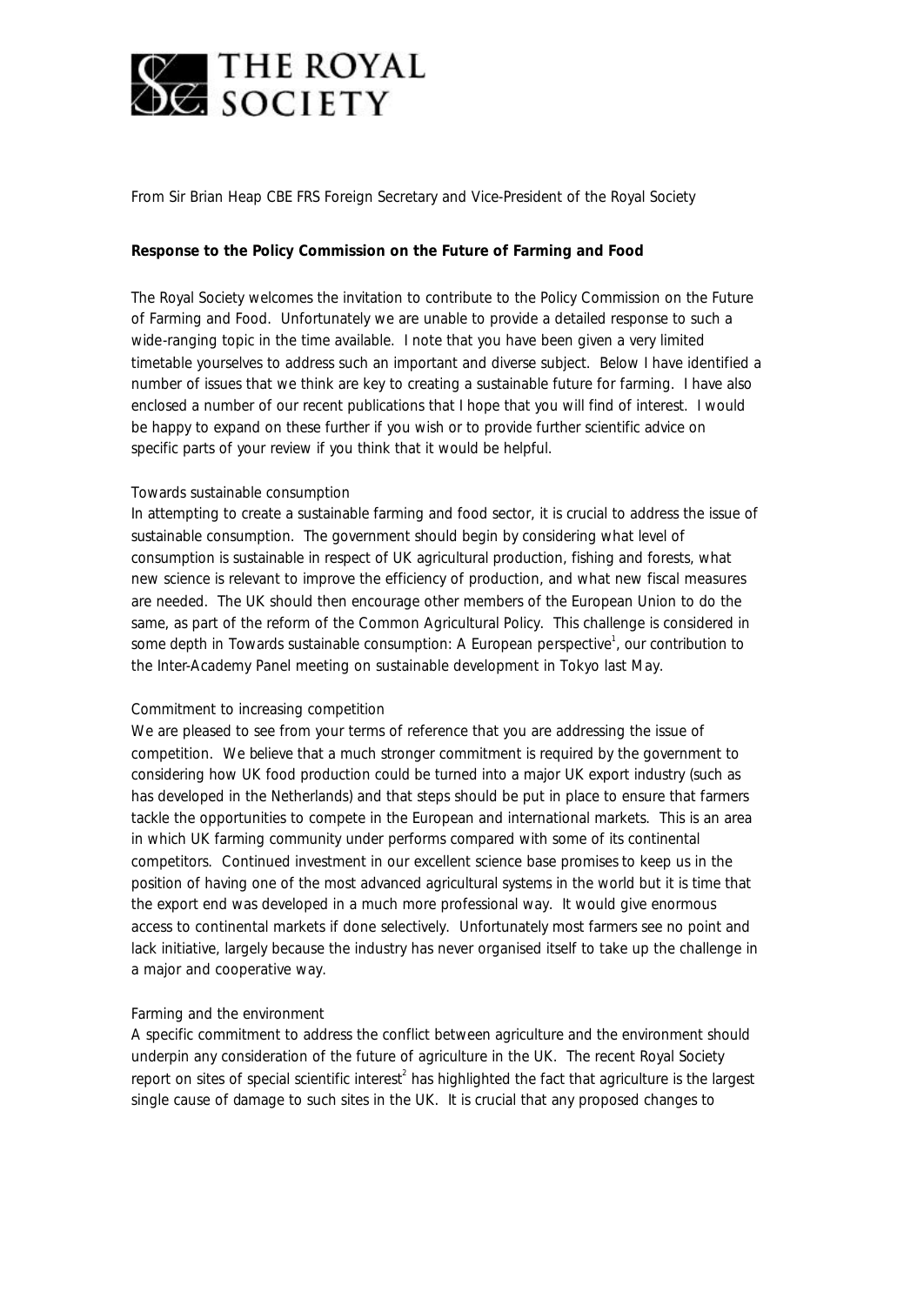# THE ROYAL SOCIETY

From Sir Brian Heap CBE FRS Foreign Secretary and Vice-President of the Royal Society

**Response to the Policy Commission on the Future of Farming and Food**

The Royal Society welcomes the invitation to contribute to the Policy Commission on the Future of Farming and Food. Unfortunately we are unable to provide a detailed response to such a wide-ranging topic in the time available. I note that you have been given a very limited timetable yourselves to address such an important and diverse subject. Below I have identified a number of issues that we think are key to creating a sustainable future for farming. I have also enclosed a number of our recent publications that I hope that you will find of interest. I would be happy to expand on these further if you wish or to provide further scientific advice on specific parts of your review if you think that it would be helpful.

Towards sustainable consumption

In attempting to create a sustainable farming and food sector, it is crucial to address the issue of sustainable consumption. The government should begin by considering what level of consumption is sustainable in respect of UK agricultural production, fishing and forests, what new science is relevant to improve the efficiency of production, and what new fiscal measures are needed. The UK should then encourage other members of the European Union to do the same, as part of the reform of the Common Agricultural Policy. This challenge is considered in some depth in *Towards sustainable consumption: A European perspective*[1], our contribution to the Inter-Academy Panel meeting on sustainable development in Tokyo last May.

Commitment to increasing competition

We are pleased to see from your terms of reference that you are addressing the issue of competition. We believe that a much stronger commitment is required by the government to considering how UK food production could be turned into a major UK export industry (such as has developed in the Netherlands) and that steps should be put in place to ensure that farmers tackle the opportunities to compete in the European and international markets. This is an area in which UK farming community under performs compared with some of its continental competitors. Continued investment in our excellent science base promises to keep us in the position of having one of the most advanced agricultural systems in the world but it is time that the export end was developed in a much more professional way. It would give enormous access to continental markets if done selectively. Unfortunately most farmers see no point and lack initiative, largely because the industry has never organised itself to take up the challenge in a major and cooperative way.

Farming and the environment

A specific commitment to address the conflict between agriculture and the environment should underpin any consideration of the future of agriculture in the UK. The recent Royal Society report on sites of special scientific interest[2] has highlighted the fact that agriculture is the largest single cause of damage to such sites in the UK. It is crucial that any proposed changes to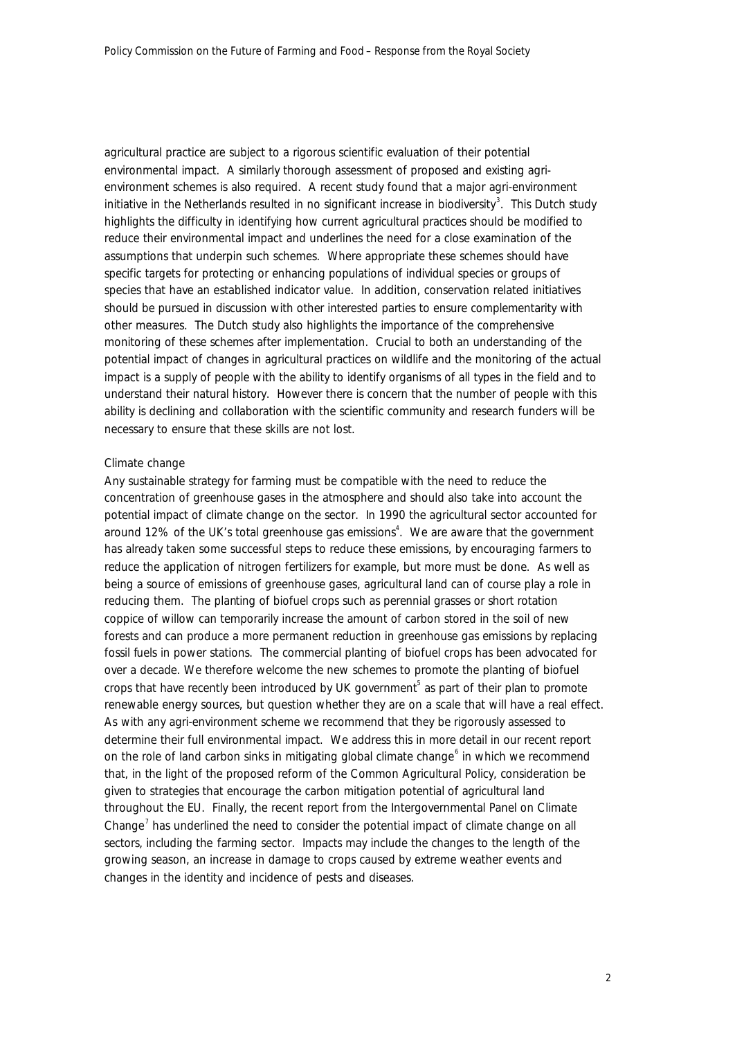agricultural practice are subject to a rigorous scientific evaluation of their potential environmental impact. A similarly thorough assessment of proposed and existing agri-environment schemes is also required. A recent study found that a major agri-environment initiative in the Netherlands resulted in no significant increase in biodiversity[3]. This Dutch study highlights the difficulty in identifying how current agricultural practices should be modified to reduce their environmental impact and underlines the need for a close examination of the assumptions that underpin such schemes. Where appropriate these schemes should have specific targets for protecting or enhancing populations of individual species or groups of species that have an established indicator value. In addition, conservation related initiatives should be pursued in discussion with other interested parties to ensure complementarity with other measures. The Dutch study also highlights the importance of the comprehensive monitoring of these schemes after implementation. Crucial to both an understanding of the potential impact of changes in agricultural practices on wildlife and the monitoring of the actual impact is a supply of people with the ability to identify organisms of all types in the field and to understand their natural history. However there is concern that the number of people with this ability is declining and collaboration with the scientific community and research funders will be necessary to ensure that these skills are not lost.

## Climate change

Any sustainable strategy for farming must be compatible with the need to reduce the concentration of greenhouse gases in the atmosphere and should also take into account the potential impact of climate change on the sector. In 1990 the agricultural sector accounted for around 12% of the UK's total greenhouse gas emissions[4]. We are aware that the government has already taken some successful steps to reduce these emissions, by encouraging farmers to reduce the application of nitrogen fertilizers for example, but more must be done. As well as being a source of emissions of greenhouse gases, agricultural land can of course play a role in reducing them. The planting of biofuel crops such as perennial grasses or short rotation coppice of willow can temporarily increase the amount of carbon stored in the soil of new forests and can produce a more permanent reduction in greenhouse gas emissions by replacing fossil fuels in power stations. The commercial planting of biofuel crops has been advocated for over a decade. We therefore welcome the new schemes to promote the planting of biofuel crops that have recently been introduced by UK government[5] as part of their plan to promote renewable energy sources, but question whether they are on a scale that will have a real effect. As with any agri-environment scheme we recommend that they be rigorously assessed to determine their full environmental impact. We address this in more detail in our recent report on the role of land carbon sinks in mitigating global climate change[6] in which we recommend that, in the light of the proposed reform of the Common Agricultural Policy, consideration be given to strategies that encourage the carbon mitigation potential of agricultural land throughout the EU. Finally, the recent report from the Intergovernmental Panel on Climate Change[7] has underlined the need to consider the potential impact of climate change on all sectors, including the farming sector. Impacts may include the changes to the length of the growing season, an increase in damage to crops caused by extreme weather events and changes in the identity and incidence of pests and diseases.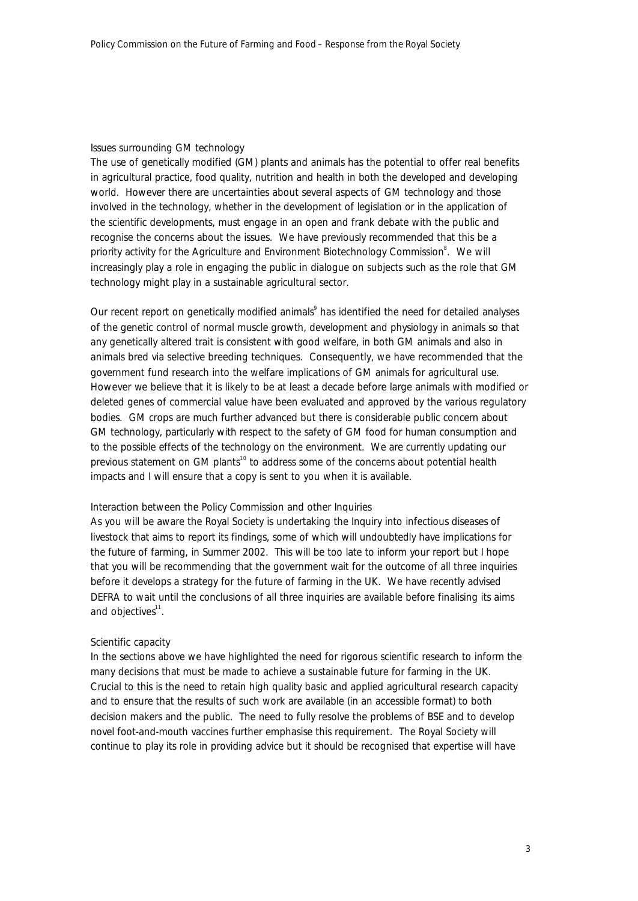### Issues surrounding GM technology

The use of genetically modified (GM) plants and animals has the potential to offer real benefits in agricultural practice, food quality, nutrition and health in both the developed and developing world. However there are uncertainties about several aspects of GM technology and those involved in the technology, whether in the development of legislation or in the application of the scientific developments, must engage in an open and frank debate with the public and recognise the concerns about the issues. We have previously recommended that this be a priority activity for the Agriculture and Environment Biotechnology Commission[8]. We will increasingly play a role in engaging the public in dialogue on subjects such as the role that GM technology might play in a sustainable agricultural sector.

Our recent report on genetically modified animals[9] has identified the need for detailed analyses of the genetic control of normal muscle growth, development and physiology in animals so that any genetically altered trait is consistent with good welfare, in both GM animals and also in animals bred via selective breeding techniques. Consequently, we have recommended that the government fund research into the welfare implications of GM animals for agricultural use. However we believe that it is likely to be at least a decade before large animals with modified or deleted genes of commercial value have been evaluated and approved by the various regulatory bodies. GM crops are much further advanced but there is considerable public concern about GM technology, particularly with respect to the safety of GM food for human consumption and to the possible effects of the technology on the environment. We are currently updating our previous statement on GM plants[10] to address some of the concerns about potential health impacts and I will ensure that a copy is sent to you when it is available.

### Interaction between the Policy Commission and other Inquiries

As you will be aware the Royal Society is undertaking the Inquiry into infectious diseases of livestock that aims to report its findings, some of which will undoubtedly have implications for the future of farming, in Summer 2002. This will be too late to inform your report but I hope that you will be recommending that the government wait for the outcome of all three inquiries before it develops a strategy for the future of farming in the UK. We have recently advised DEFRA to wait until the conclusions of all three inquiries are available before finalising its aims and objectives[11].

### Scientific capacity

In the sections above we have highlighted the need for rigorous scientific research to inform the many decisions that must be made to achieve a sustainable future for farming in the UK. Crucial to this is the need to retain high quality basic and applied agricultural research capacity and to ensure that the results of such work are available (in an accessible format) to both decision makers and the public. The need to fully resolve the problems of BSE and to develop novel foot-and-mouth vaccines further emphasise this requirement. The Royal Society will continue to play its role in providing advice but it should be recognised that expertise will have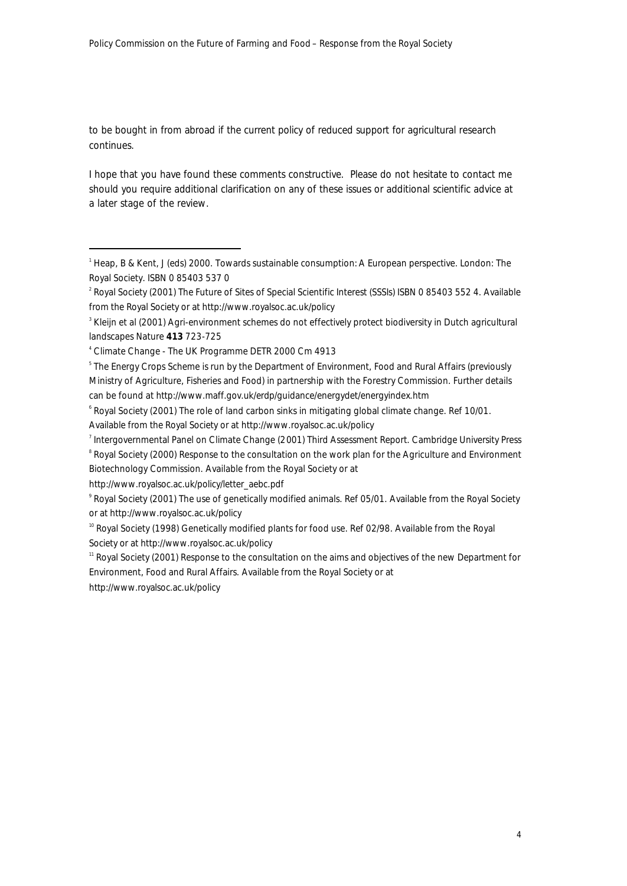to be bought in from abroad if the current policy of reduced support for agricultural research continues.

I hope that you have found these comments constructive. Please do not hesitate to contact me should you require additional clarification on any of these issues or additional scientific advice at a later stage of the review.

---

[1] Heap, B & Kent, J (eds) 2000. Towards sustainable consumption: A European perspective. London: The Royal Society. ISBN 0 85403 537 0

[2] Royal Society (2001) The Future of Sites of Special Scientific Interest (SSSIs) ISBN 0 85403 552 4. Available from the Royal Society or at http://www.royalsoc.ac.uk/policy

[3] Kleijn et al (2001) Agri-environment schemes do not effectively protect biodiversity in Dutch agricultural landscapes Nature **413** 723-725

[4] Climate Change - The UK Programme DETR 2000 Cm 4913

[5] The Energy Crops Scheme is run by the Department of Environment, Food and Rural Affairs (previously Ministry of Agriculture, Fisheries and Food) in partnership with the Forestry Commission. Further details can be found at http://www.maff.gov.uk/erdp/guidance/energydet/energyindex.htm

[6] Royal Society (2001) The role of land carbon sinks in mitigating global climate change. Ref 10/01. Available from the Royal Society or at http://www.royalsoc.ac.uk/policy

[7] Intergovernmental Panel on Climate Change (2001) Third Assessment Report. Cambridge University Press

[8] Royal Society (2000) Response to the consultation on the work plan for the Agriculture and Environment Biotechnology Commission. Available from the Royal Society or at http://www.royalsoc.ac.uk/policy/letter_aebc.pdf

[9] Royal Society (2001) The use of genetically modified animals. Ref 05/01. Available from the Royal Society or at http://www.royalsoc.ac.uk/policy

[10] Royal Society (1998) Genetically modified plants for food use. Ref 02/98. Available from the Royal Society or at http://www.royalsoc.ac.uk/policy

[11] Royal Society (2001) Response to the consultation on the aims and objectives of the new Department for Environment, Food and Rural Affairs. Available from the Royal Society or at http://www.royalsoc.ac.uk/policy